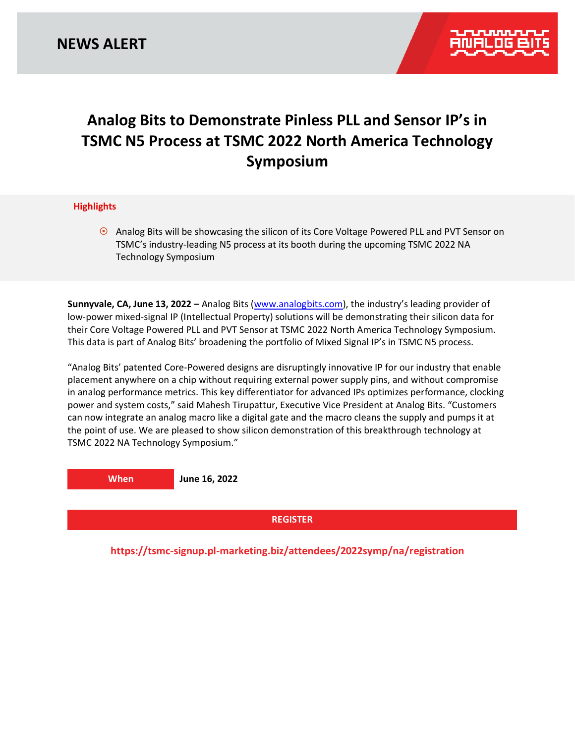NEWS ALERT

# Analog Bits to Demonstrate Pinless PLL and Sensor IP's in TSMC N5 Process at TSMC 2022 North America Technology Symposium

**Highlights**

- Analog Bits will be showcasing the silicon of its Core Voltage Powered PLL and PVT Sensor on TSMC's industry-leading N5 process at its booth during the upcoming TSMC 2022 NA Technology Symposium

**Sunnyvale, CA, June 13, 2022 –** Analog Bits (www.analogbits.com), the industry's leading provider of low-power mixed-signal IP (Intellectual Property) solutions will be demonstrating their silicon data for their Core Voltage Powered PLL and PVT Sensor at TSMC 2022 North America Technology Symposium. This data is part of Analog Bits' broadening the portfolio of Mixed Signal IP's in TSMC N5 process.

"Analog Bits' patented Core-Powered designs are disruptingly innovative IP for our industry that enable placement anywhere on a chip without requiring external power supply pins, and without compromise in analog performance metrics. This key differentiator for advanced IPs optimizes performance, clocking power and system costs," said Mahesh Tirupattur, Executive Vice President at Analog Bits. "Customers can now integrate an analog macro like a digital gate and the macro cleans the supply and pumps it at the point of use. We are pleased to show silicon demonstration of this breakthrough technology at TSMC 2022 NA Technology Symposium."

| | |
|---|---|
| **When** | **June 16, 2022** |

**REGISTER**

**https://tsmc-signup.pl-marketing.biz/attendees/2022symp/na/registration**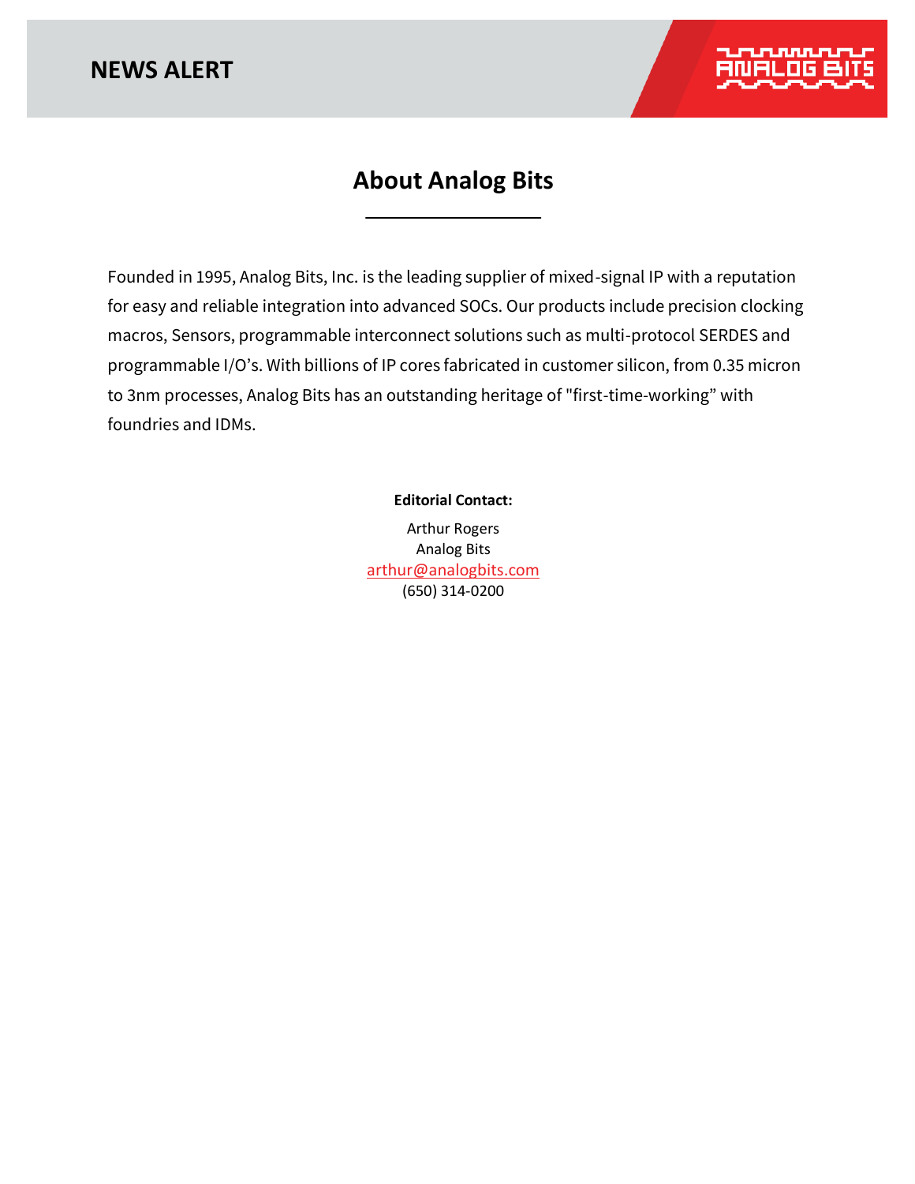# NEWS ALERT

## About Analog Bits

Founded in 1995, Analog Bits, Inc. is the leading supplier of mixed-signal IP with a reputation for easy and reliable integration into advanced SOCs. Our products include precision clocking macros, Sensors, programmable interconnect solutions such as multi-protocol SERDES and programmable I/O's. With billions of IP cores fabricated in customer silicon, from 0.35 micron to 3nm processes, Analog Bits has an outstanding heritage of "first-time-working" with foundries and IDMs.

**Editorial Contact:**

Arthur Rogers
Analog Bits
arthur@analogbits.com
(650) 314-0200